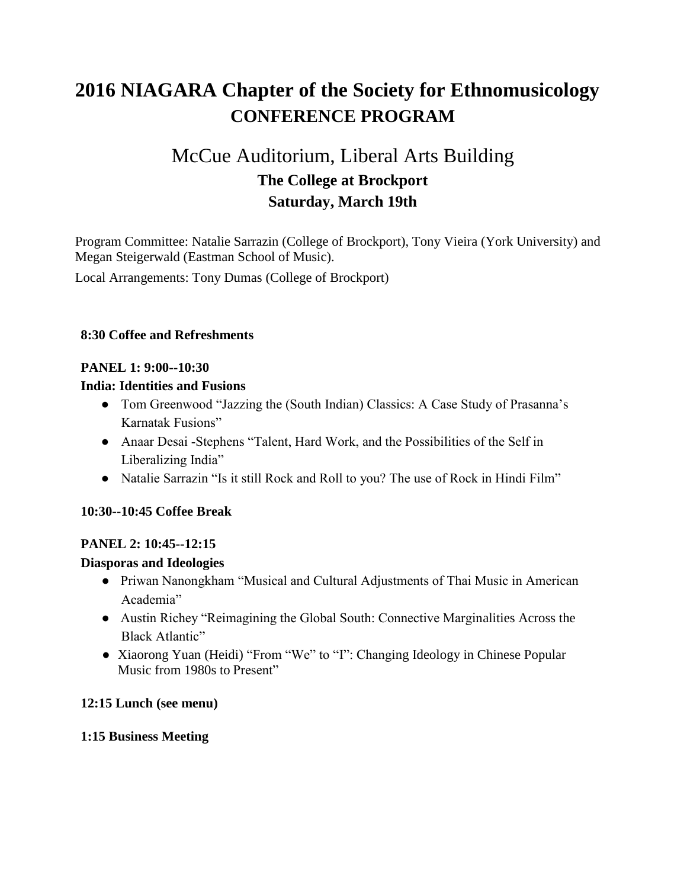# 2016 NIAGARA Chapter of the Society for Ethnomusicology
## CONFERENCE PROGRAM

## McCue Auditorium, Liberal Arts Building
### The College at Brockport
### Saturday, March 19th

Program Committee: Natalie Sarrazin (College of Brockport), Tony Vieira (York University) and Megan Steigerwald (Eastman School of Music).

Local Arrangements: Tony Dumas (College of Brockport)

**8:30 Coffee and Refreshments**

**PANEL 1: 9:00--10:30**

**India: Identities and Fusions**

- Tom Greenwood "Jazzing the (South Indian) Classics: A Case Study of Prasanna's Karnatak Fusions"
- Anaar Desai -Stephens "Talent, Hard Work, and the Possibilities of the Self in Liberalizing India"
- Natalie Sarrazin "Is it still Rock and Roll to you? The use of Rock in Hindi Film"

**10:30--10:45 Coffee Break**

**PANEL 2: 10:45--12:15**

**Diasporas and Ideologies**

- Priwan Nanongkham "Musical and Cultural Adjustments of Thai Music in American Academia"
- Austin Richey "Reimagining the Global South: Connective Marginalities Across the Black Atlantic"
- Xiaorong Yuan (Heidi) "From "We" to "I": Changing Ideology in Chinese Popular Music from 1980s to Present"

**12:15 Lunch (see menu)**

**1:15 Business Meeting**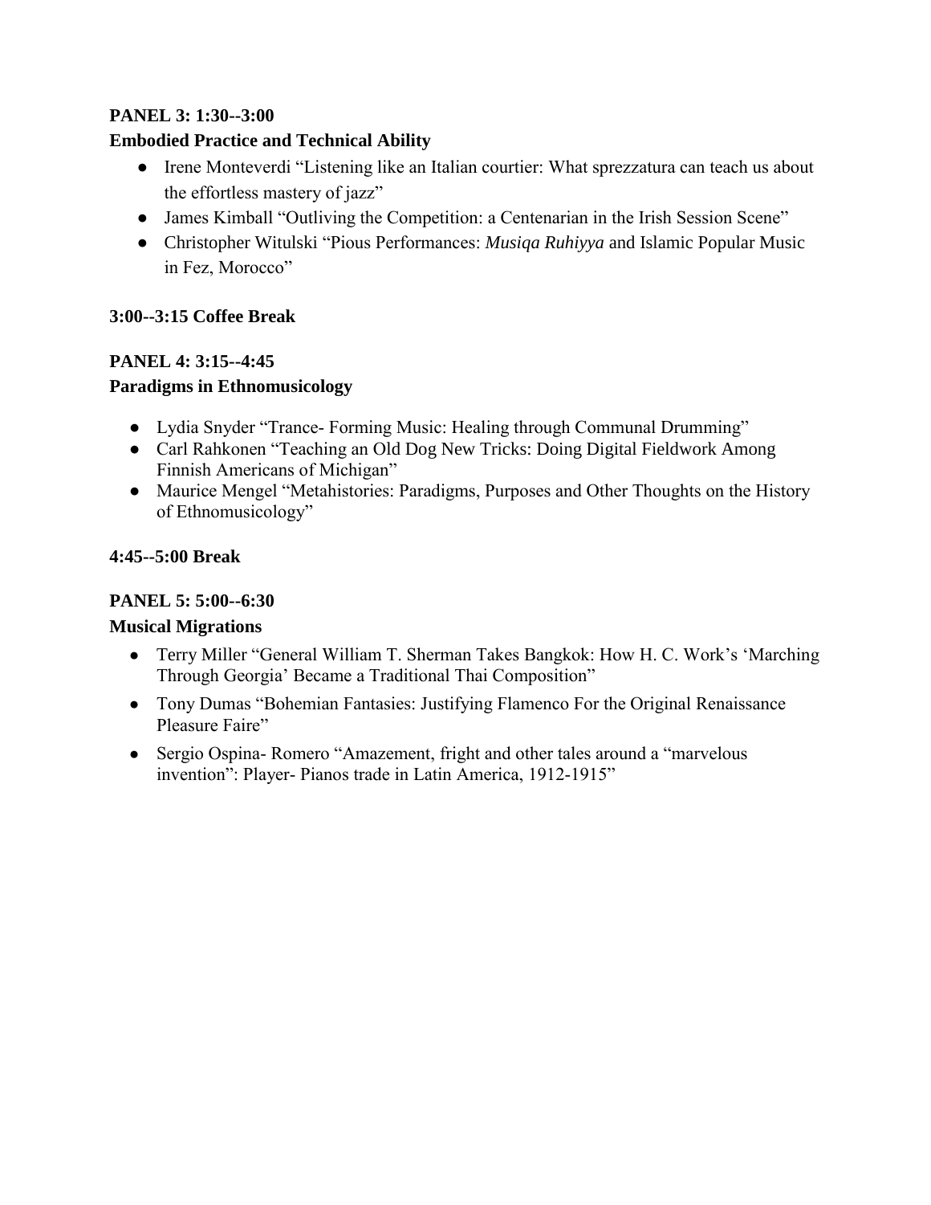**PANEL 3: 1:30--3:00**

**Embodied Practice and Technical Ability**

- Irene Monteverdi "Listening like an Italian courtier: What sprezzatura can teach us about the effortless mastery of jazz"
- James Kimball "Outliving the Competition: a Centenarian in the Irish Session Scene"
- Christopher Witulski "Pious Performances: *Musiqa Ruhiyya* and Islamic Popular Music in Fez, Morocco"

**3:00--3:15 Coffee Break**

**PANEL 4: 3:15--4:45**

**Paradigms in Ethnomusicology**

- Lydia Snyder "Trance- Forming Music: Healing through Communal Drumming"
- Carl Rahkonen "Teaching an Old Dog New Tricks: Doing Digital Fieldwork Among Finnish Americans of Michigan"
- Maurice Mengel "Metahistories: Paradigms, Purposes and Other Thoughts on the History of Ethnomusicology"

**4:45--5:00 Break**

**PANEL 5: 5:00--6:30**

**Musical Migrations**

- Terry Miller "General William T. Sherman Takes Bangkok: How H. C. Work's 'Marching Through Georgia' Became a Traditional Thai Composition"
- Tony Dumas "Bohemian Fantasies: Justifying Flamenco For the Original Renaissance Pleasure Faire"
- Sergio Ospina- Romero "Amazement, fright and other tales around a "marvelous invention": Player- Pianos trade in Latin America, 1912-1915"